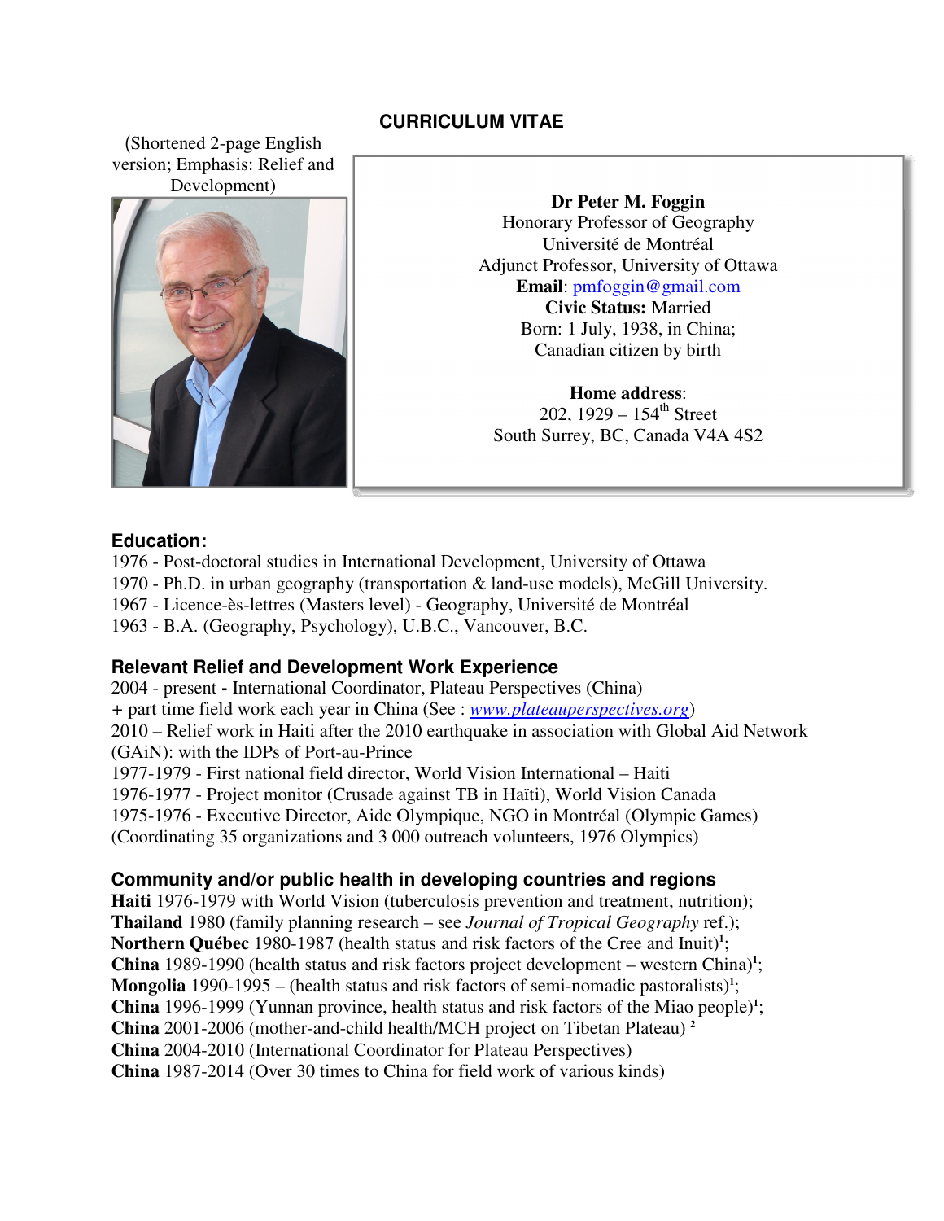# CURRICULUM VITAE

(Shortened 2-page English version; Emphasis: Relief and Development)

**Dr Peter M. Foggin**
Honorary Professor of Geography
Université de Montréal
Adjunct Professor, University of Ottawa
**Email**: pmfoggin@gmail.com
**Civic Status:** Married
Born: 1 July, 1938, in China;
Canadian citizen by birth

**Home address**:
202, 1929 – 154th Street
South Surrey, BC, Canada V4A 4S2

## Education:

1976 - Post-doctoral studies in International Development, University of Ottawa
1970 - Ph.D. in urban geography (transportation & land-use models), McGill University.
1967 - Licence-ès-lettres (Masters level) - Geography, Université de Montréal
1963 - B.A. (Geography, Psychology), U.B.C., Vancouver, B.C.

## Relevant Relief and Development Work Experience

2004 - present **-** International Coordinator, Plateau Perspectives (China)
+ part time field work each year in China (See : *www.plateauperspectives.org*)
2010 – Relief work in Haiti after the 2010 earthquake in association with Global Aid Network (GAiN): with the IDPs of Port-au-Prince
1977-1979 - First national field director, World Vision International – Haiti
1976-1977 - Project monitor (Crusade against TB in Haïti), World Vision Canada
1975-1976 - Executive Director, Aide Olympique, NGO in Montréal (Olympic Games)
(Coordinating 35 organizations and 3 000 outreach volunteers, 1976 Olympics)

## Community and/or public health in developing countries and regions

**Haiti** 1976-1979 with World Vision (tuberculosis prevention and treatment, nutrition);
**Thailand** 1980 (family planning research – see *Journal of Tropical Geography* ref.);
**Northern Québec** 1980-1987 (health status and risk factors of the Cree and Inuit)[1];
**China** 1989-1990 (health status and risk factors project development – western China)[1];
**Mongolia** 1990-1995 – (health status and risk factors of semi-nomadic pastoralists)[1];
**China** 1996-1999 (Yunnan province, health status and risk factors of the Miao people)[1];
**China** 2001-2006 (mother-and-child health/MCH project on Tibetan Plateau) [2]
**China** 2004-2010 (International Coordinator for Plateau Perspectives)
**China** 1987-2014 (Over 30 times to China for field work of various kinds)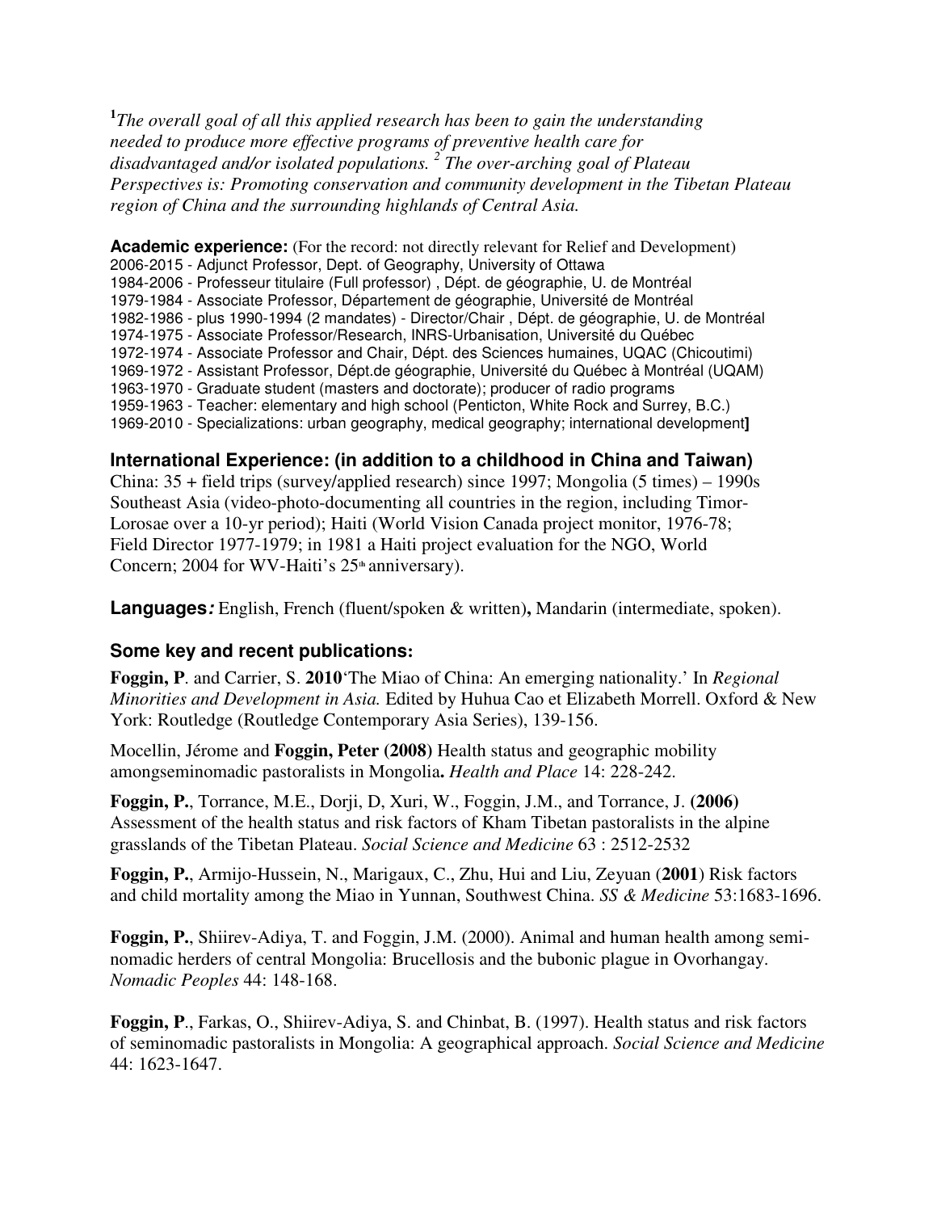[1]*The overall goal of all this applied research has been to gain the understanding needed to produce more effective programs of preventive health care for disadvantaged and/or isolated populations.* [2] *The over-arching goal of Plateau Perspectives is: Promoting conservation and community development in the Tibetan Plateau region of China and the surrounding highlands of Central Asia.*

**Academic experience:** (For the record: not directly relevant for Relief and Development)
2006-2015 - Adjunct Professor, Dept. of Geography, University of Ottawa
1984-2006 - Professeur titulaire (Full professor) , Dépt. de géographie, U. de Montréal
1979-1984 - Associate Professor, Département de géographie, Université de Montréal
1982-1986 - plus 1990-1994 (2 mandates) - Director/Chair , Dépt. de géographie, U. de Montréal
1974-1975 - Associate Professor/Research, INRS-Urbanisation, Université du Québec
1972-1974 - Associate Professor and Chair, Dépt. des Sciences humaines, UQAC (Chicoutimi)
1969-1972 - Assistant Professor, Dépt.de géographie, Université du Québec à Montréal (UQAM)
1963-1970 - Graduate student (masters and doctorate); producer of radio programs
1959-1963 - Teacher: elementary and high school (Penticton, White Rock and Surrey, B.C.)
1969-2010 - Specializations: urban geography, medical geography; international development]

### International Experience: (in addition to a childhood in China and Taiwan)

China: 35 + field trips (survey/applied research) since 1997; Mongolia (5 times) – 1990s Southeast Asia (video-photo-documenting all countries in the region, including Timor-Lorosae over a 10-yr period); Haiti (World Vision Canada project monitor, 1976-78; Field Director 1977-1979; in 1981 a Haiti project evaluation for the NGO, World Concern; 2004 for WV-Haiti's 25th anniversary).

**Languages*:*** English, French (fluent/spoken & written)**,** Mandarin (intermediate, spoken).

### Some key and recent publications:

**Foggin, P**. and Carrier, S. **2010**'The Miao of China: An emerging nationality.' In *Regional Minorities and Development in Asia.* Edited by Huhua Cao et Elizabeth Morrell. Oxford & New York: Routledge (Routledge Contemporary Asia Series), 139-156.

Mocellin, Jérome and **Foggin, Peter (2008)** Health status and geographic mobility amongseminomadic pastoralists in Mongolia**.** *Health and Place* 14: 228-242.

**Foggin, P.**, Torrance, M.E., Dorji, D, Xuri, W., Foggin, J.M., and Torrance, J. **(2006)** Assessment of the health status and risk factors of Kham Tibetan pastoralists in the alpine grasslands of the Tibetan Plateau. *Social Science and Medicine* 63 : 2512-2532

**Foggin, P.**, Armijo-Hussein, N., Marigaux, C., Zhu, Hui and Liu, Zeyuan (**2001**) Risk factors and child mortality among the Miao in Yunnan, Southwest China. *SS & Medicine* 53:1683-1696.

**Foggin, P.**, Shiirev-Adiya, T. and Foggin, J.M. (2000). Animal and human health among semi-nomadic herders of central Mongolia: Brucellosis and the bubonic plague in Ovorhangay. *Nomadic Peoples* 44: 148-168.

**Foggin, P**., Farkas, O., Shiirev-Adiya, S. and Chinbat, B. (1997). Health status and risk factors of seminomadic pastoralists in Mongolia: A geographical approach. *Social Science and Medicine* 44: 1623-1647.